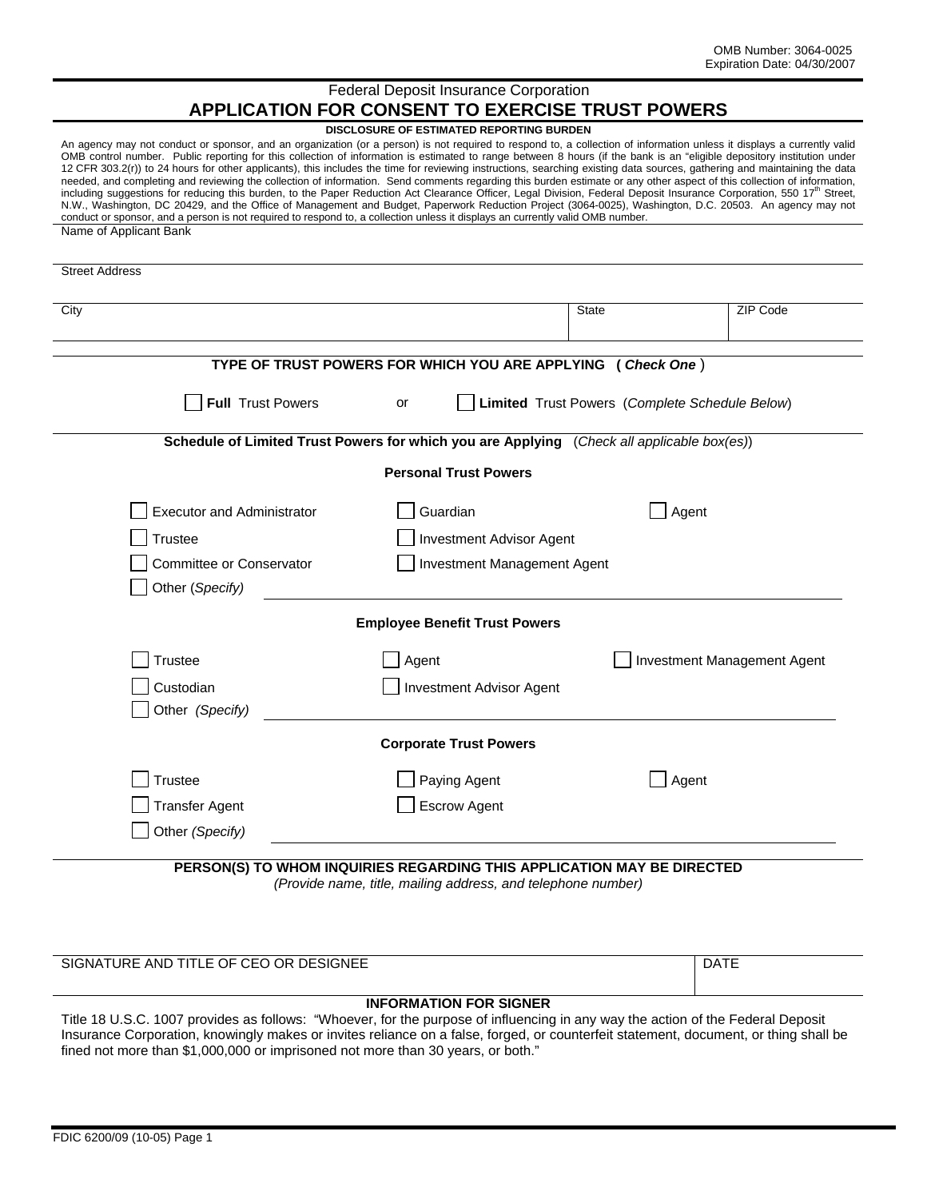OMB Number: 3064-0025
Expiration Date: 04/30/2007

Federal Deposit Insurance Corporation

# APPLICATION FOR CONSENT TO EXERCISE TRUST POWERS

**DISCLOSURE OF ESTIMATED REPORTING BURDEN**

An agency may not conduct or sponsor, and an organization (or a person) is not required to respond to, a collection of information unless it displays a currently valid OMB control number. Public reporting for this collection of information is estimated to range between 8 hours (if the bank is an "eligible depository institution under 12 CFR 303.2(r)) to 24 hours for other applicants), this includes the time for reviewing instructions, searching existing data sources, gathering and maintaining the data needed, and completing and reviewing the collection of information. Send comments regarding this burden estimate or any other aspect of this collection of information, including suggestions for reducing this burden, to the Paper Reduction Act Clearance Officer, Legal Division, Federal Deposit Insurance Corporation, 550 17th Street, N.W., Washington, DC 20429, and the Office of Management and Budget, Paperwork Reduction Project (3064-0025), Washington, D.C. 20503. An agency may not conduct or sponsor, and a person is not required to respond to, a collection unless it displays an currently valid OMB number.

Name of Applicant Bank

Street Address

| City | State | ZIP Code |
|---|---|---|
| | | |

**TYPE OF TRUST POWERS FOR WHICH YOU ARE APPLYING (*Check One*)**

☐ **Full** Trust Powers or ☐ **Limited** Trust Powers (*Complete Schedule Below*)

**Schedule of Limited Trust Powers for which you are Applying** (*Check all applicable box(es)*)

**Personal Trust Powers**

☐ Executor and Administrator ☐ Guardian ☐ Agent

☐ Trustee ☐ Investment Advisor Agent

☐ Committee or Conservator ☐ Investment Management Agent

☐ Other (*Specify*) ____________________

**Employee Benefit Trust Powers**

☐ Trustee ☐ Agent ☐ Investment Management Agent

☐ Custodian ☐ Investment Advisor Agent

☐ Other (*Specify*) ____________________

**Corporate Trust Powers**

☐ Trustee ☐ Paying Agent ☐ Agent

☐ Transfer Agent ☐ Escrow Agent

☐ Other (*Specify*) ____________________

**PERSON(S) TO WHOM INQUIRIES REGARDING THIS APPLICATION MAY BE DIRECTED**
*(Provide name, title, mailing address, and telephone number)*

| SIGNATURE AND TITLE OF CEO OR DESIGNEE | DATE |
|---|---|
| | |

**INFORMATION FOR SIGNER**

Title 18 U.S.C. 1007 provides as follows: "Whoever, for the purpose of influencing in any way the action of the Federal Deposit Insurance Corporation, knowingly makes or invites reliance on a false, forged, or counterfeit statement, document, or thing shall be fined not more than $1,000,000 or imprisoned not more than 30 years, or both."

FDIC 6200/09 (10-05)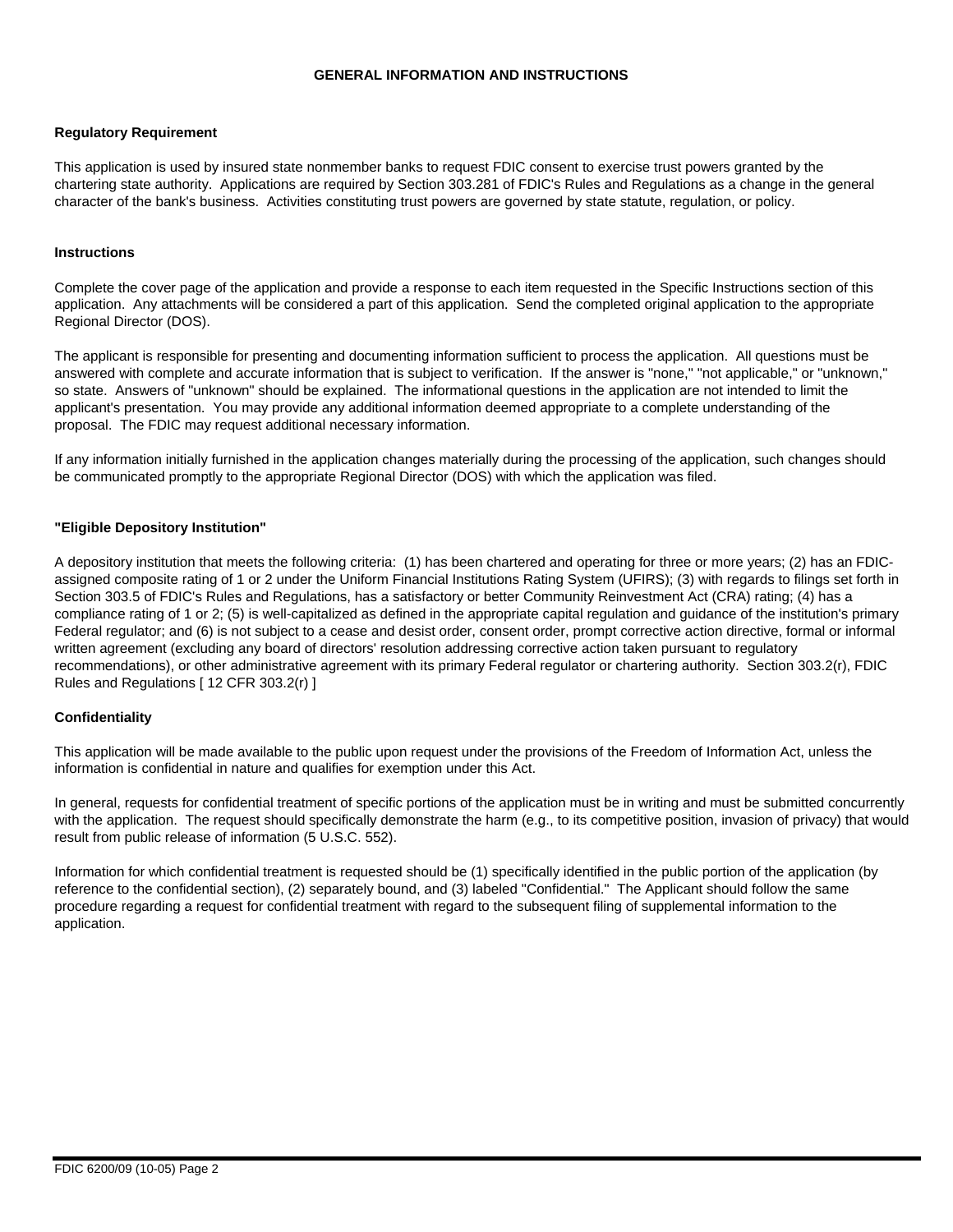# GENERAL INFORMATION AND INSTRUCTIONS

## Regulatory Requirement

This application is used by insured state nonmember banks to request FDIC consent to exercise trust powers granted by the chartering state authority. Applications are required by Section 303.281 of FDIC's Rules and Regulations as a change in the general character of the bank's business. Activities constituting trust powers are governed by state statute, regulation, or policy.

## Instructions

Complete the cover page of the application and provide a response to each item requested in the Specific Instructions section of this application. Any attachments will be considered a part of this application. Send the completed original application to the appropriate Regional Director (DOS).

The applicant is responsible for presenting and documenting information sufficient to process the application. All questions must be answered with complete and accurate information that is subject to verification. If the answer is "none," "not applicable," or "unknown," so state. Answers of "unknown" should be explained. The informational questions in the application are not intended to limit the applicant's presentation. You may provide any additional information deemed appropriate to a complete understanding of the proposal. The FDIC may request additional necessary information.

If any information initially furnished in the application changes materially during the processing of the application, such changes should be communicated promptly to the appropriate Regional Director (DOS) with which the application was filed.

## "Eligible Depository Institution"

A depository institution that meets the following criteria: (1) has been chartered and operating for three or more years; (2) has an FDIC-assigned composite rating of 1 or 2 under the Uniform Financial Institutions Rating System (UFIRS); (3) with regards to filings set forth in Section 303.5 of FDIC's Rules and Regulations, has a satisfactory or better Community Reinvestment Act (CRA) rating; (4) has a compliance rating of 1 or 2; (5) is well-capitalized as defined in the appropriate capital regulation and guidance of the institution's primary Federal regulator; and (6) is not subject to a cease and desist order, consent order, prompt corrective action directive, formal or informal written agreement (excluding any board of directors' resolution addressing corrective action taken pursuant to regulatory recommendations), or other administrative agreement with its primary Federal regulator or chartering authority. Section 303.2(r), FDIC Rules and Regulations [ 12 CFR 303.2(r) ]

## Confidentiality

This application will be made available to the public upon request under the provisions of the Freedom of Information Act, unless the information is confidential in nature and qualifies for exemption under this Act.

In general, requests for confidential treatment of specific portions of the application must be in writing and must be submitted concurrently with the application. The request should specifically demonstrate the harm (e.g., to its competitive position, invasion of privacy) that would result from public release of information (5 U.S.C. 552).

Information for which confidential treatment is requested should be (1) specifically identified in the public portion of the application (by reference to the confidential section), (2) separately bound, and (3) labeled "Confidential." The Applicant should follow the same procedure regarding a request for confidential treatment with regard to the subsequent filing of supplemental information to the application.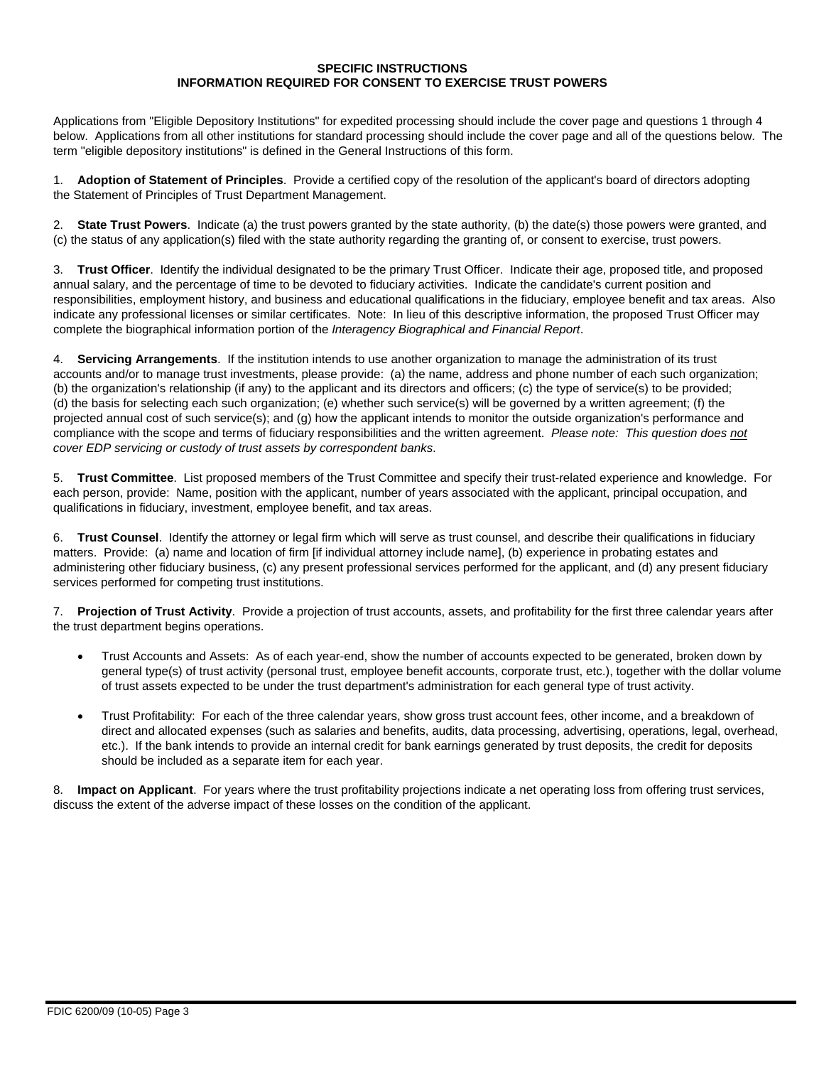## SPECIFIC INSTRUCTIONS
## INFORMATION REQUIRED FOR CONSENT TO EXERCISE TRUST POWERS

Applications from "Eligible Depository Institutions" for expedited processing should include the cover page and questions 1 through 4 below. Applications from all other institutions for standard processing should include the cover page and all of the questions below. The term "eligible depository institutions" is defined in the General Instructions of this form.

1. **Adoption of Statement of Principles**. Provide a certified copy of the resolution of the applicant's board of directors adopting the Statement of Principles of Trust Department Management.

2. **State Trust Powers**. Indicate (a) the trust powers granted by the state authority, (b) the date(s) those powers were granted, and (c) the status of any application(s) filed with the state authority regarding the granting of, or consent to exercise, trust powers.

3. **Trust Officer**. Identify the individual designated to be the primary Trust Officer. Indicate their age, proposed title, and proposed annual salary, and the percentage of time to be devoted to fiduciary activities. Indicate the candidate's current position and responsibilities, employment history, and business and educational qualifications in the fiduciary, employee benefit and tax areas. Also indicate any professional licenses or similar certificates. Note: In lieu of this descriptive information, the proposed Trust Officer may complete the biographical information portion of the *Interagency Biographical and Financial Report*.

4. **Servicing Arrangements**. If the institution intends to use another organization to manage the administration of its trust accounts and/or to manage trust investments, please provide: (a) the name, address and phone number of each such organization; (b) the organization's relationship (if any) to the applicant and its directors and officers; (c) the type of service(s) to be provided; (d) the basis for selecting each such organization; (e) whether such service(s) will be governed by a written agreement; (f) the projected annual cost of such service(s); and (g) how the applicant intends to monitor the outside organization's performance and compliance with the scope and terms of fiduciary responsibilities and the written agreement. *Please note: This question does <u>not</u> cover EDP servicing or custody of trust assets by correspondent banks*.

5. **Trust Committee**. List proposed members of the Trust Committee and specify their trust-related experience and knowledge. For each person, provide: Name, position with the applicant, number of years associated with the applicant, principal occupation, and qualifications in fiduciary, investment, employee benefit, and tax areas.

6. **Trust Counsel**. Identify the attorney or legal firm which will serve as trust counsel, and describe their qualifications in fiduciary matters. Provide: (a) name and location of firm [if individual attorney include name], (b) experience in probating estates and administering other fiduciary business, (c) any present professional services performed for the applicant, and (d) any present fiduciary services performed for competing trust institutions.

7. **Projection of Trust Activity**. Provide a projection of trust accounts, assets, and profitability for the first three calendar years after the trust department begins operations.

- Trust Accounts and Assets: As of each year-end, show the number of accounts expected to be generated, broken down by general type(s) of trust activity (personal trust, employee benefit accounts, corporate trust, etc.), together with the dollar volume of trust assets expected to be under the trust department's administration for each general type of trust activity.
- Trust Profitability: For each of the three calendar years, show gross trust account fees, other income, and a breakdown of direct and allocated expenses (such as salaries and benefits, audits, data processing, advertising, operations, legal, overhead, etc.). If the bank intends to provide an internal credit for bank earnings generated by trust deposits, the credit for deposits should be included as a separate item for each year.

8. **Impact on Applicant**. For years where the trust profitability projections indicate a net operating loss from offering trust services, discuss the extent of the adverse impact of these losses on the condition of the applicant.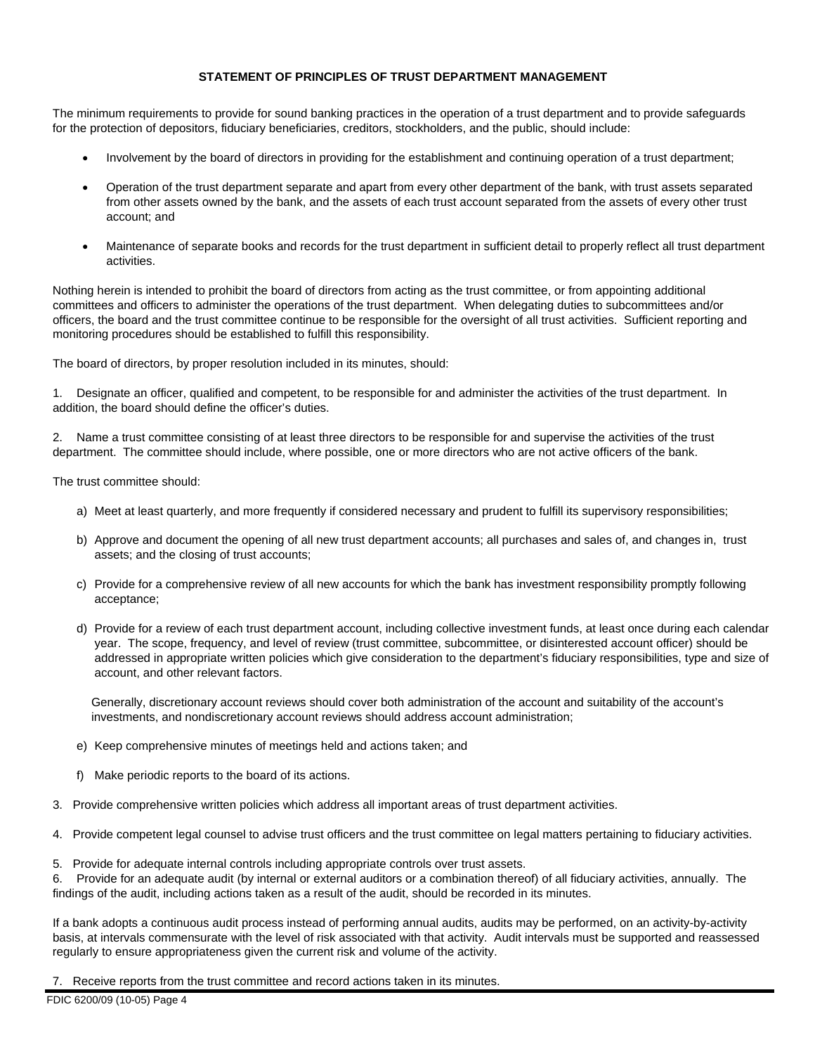**STATEMENT OF PRINCIPLES OF TRUST DEPARTMENT MANAGEMENT**

The minimum requirements to provide for sound banking practices in the operation of a trust department and to provide safeguards for the protection of depositors, fiduciary beneficiaries, creditors, stockholders, and the public, should include:

- Involvement by the board of directors in providing for the establishment and continuing operation of a trust department;
- Operation of the trust department separate and apart from every other department of the bank, with trust assets separated from other assets owned by the bank, and the assets of each trust account separated from the assets of every other trust account; and
- Maintenance of separate books and records for the trust department in sufficient detail to properly reflect all trust department activities.

Nothing herein is intended to prohibit the board of directors from acting as the trust committee, or from appointing additional committees and officers to administer the operations of the trust department. When delegating duties to subcommittees and/or officers, the board and the trust committee continue to be responsible for the oversight of all trust activities. Sufficient reporting and monitoring procedures should be established to fulfill this responsibility.

The board of directors, by proper resolution included in its minutes, should:

1. Designate an officer, qualified and competent, to be responsible for and administer the activities of the trust department. In addition, the board should define the officer's duties.

2. Name a trust committee consisting of at least three directors to be responsible for and supervise the activities of the trust department. The committee should include, where possible, one or more directors who are not active officers of the bank.

The trust committee should:

a) Meet at least quarterly, and more frequently if considered necessary and prudent to fulfill its supervisory responsibilities;

b) Approve and document the opening of all new trust department accounts; all purchases and sales of, and changes in, trust assets; and the closing of trust accounts;

c) Provide for a comprehensive review of all new accounts for which the bank has investment responsibility promptly following acceptance;

d) Provide for a review of each trust department account, including collective investment funds, at least once during each calendar year. The scope, frequency, and level of review (trust committee, subcommittee, or disinterested account officer) should be addressed in appropriate written policies which give consideration to the department's fiduciary responsibilities, type and size of account, and other relevant factors.

   Generally, discretionary account reviews should cover both administration of the account and suitability of the account's investments, and nondiscretionary account reviews should address account administration;

e) Keep comprehensive minutes of meetings held and actions taken; and

f) Make periodic reports to the board of its actions.

3. Provide comprehensive written policies which address all important areas of trust department activities.

4. Provide competent legal counsel to advise trust officers and the trust committee on legal matters pertaining to fiduciary activities.

5. Provide for adequate internal controls including appropriate controls over trust assets.

6. Provide for an adequate audit (by internal or external auditors or a combination thereof) of all fiduciary activities, annually. The findings of the audit, including actions taken as a result of the audit, should be recorded in its minutes.

If a bank adopts a continuous audit process instead of performing annual audits, audits may be performed, on an activity-by-activity basis, at intervals commensurate with the level of risk associated with that activity. Audit intervals must be supported and reassessed regularly to ensure appropriateness given the current risk and volume of the activity.

7. Receive reports from the trust committee and record actions taken in its minutes.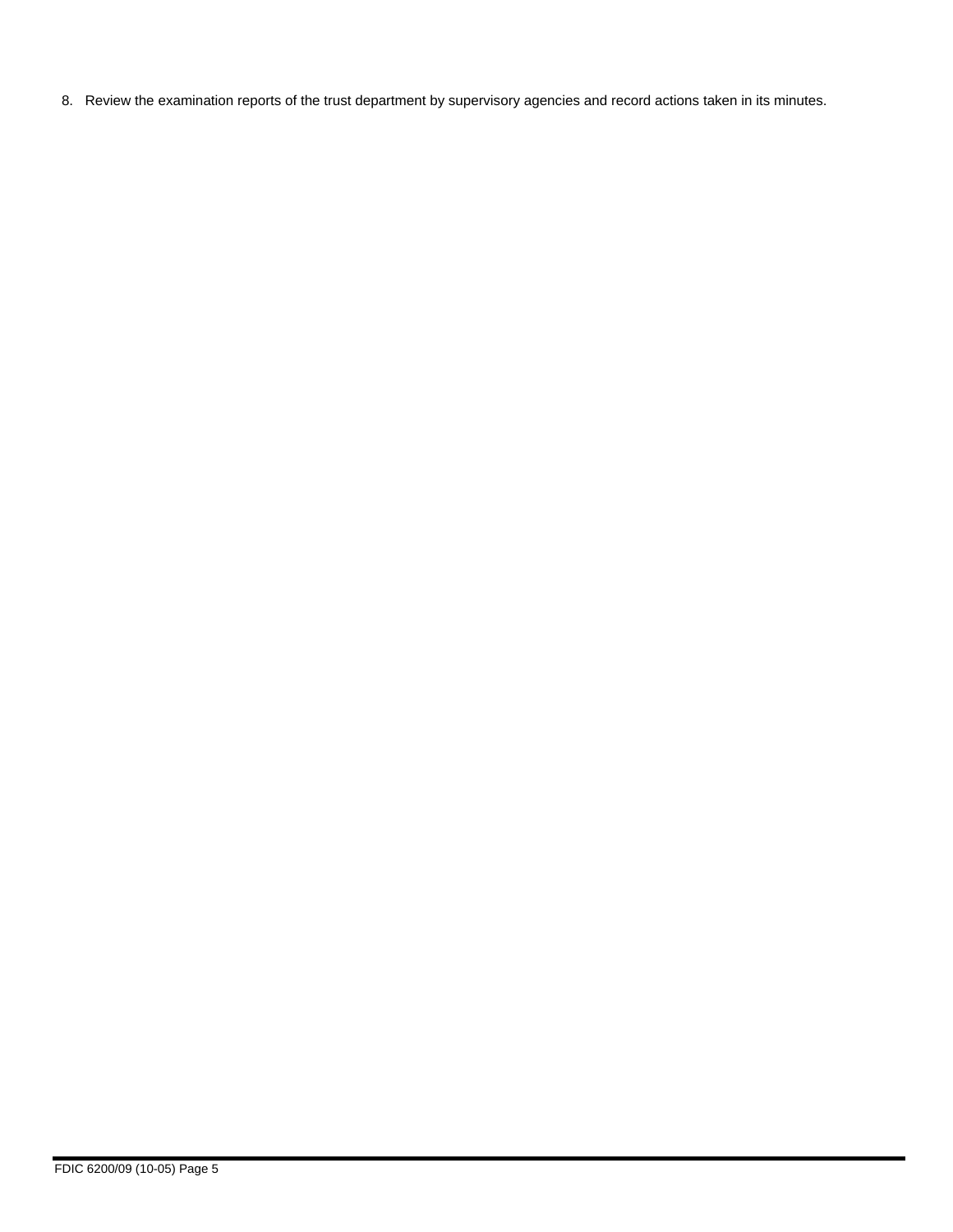8. Review the examination reports of the trust department by supervisory agencies and record actions taken in its minutes.